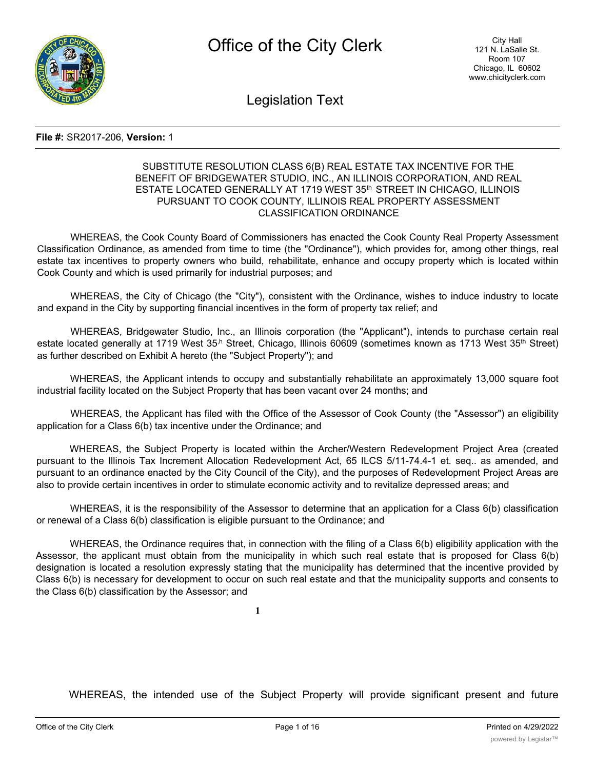# Office of the City Clerk

City Hall
121 N. LaSalle St.
Room 107
Chicago, IL 60602
www.chicityclerk.com

## Legislation Text

**File #:** SR2017-206, **Version:** 1

SUBSTITUTE RESOLUTION CLASS 6(B) REAL ESTATE TAX INCENTIVE FOR THE BENEFIT OF BRIDGEWATER STUDIO, INC., AN ILLINOIS CORPORATION, AND REAL ESTATE LOCATED GENERALLY AT 1719 WEST 35th STREET IN CHICAGO, ILLINOIS PURSUANT TO COOK COUNTY, ILLINOIS REAL PROPERTY ASSESSMENT CLASSIFICATION ORDINANCE

WHEREAS, the Cook County Board of Commissioners has enacted the Cook County Real Property Assessment Classification Ordinance, as amended from time to time (the "Ordinance"), which provides for, among other things, real estate tax incentives to property owners who build, rehabilitate, enhance and occupy property which is located within Cook County and which is used primarily for industrial purposes; and

WHEREAS, the City of Chicago (the "City"), consistent with the Ordinance, wishes to induce industry to locate and expand in the City by supporting financial incentives in the form of property tax relief; and

WHEREAS, Bridgewater Studio, Inc., an Illinois corporation (the "Applicant"), intends to purchase certain real estate located generally at 1719 West 35th Street, Chicago, Illinois 60609 (sometimes known as 1713 West 35th Street) as further described on Exhibit A hereto (the "Subject Property"); and

WHEREAS, the Applicant intends to occupy and substantially rehabilitate an approximately 13,000 square foot industrial facility located on the Subject Property that has been vacant over 24 months; and

WHEREAS, the Applicant has filed with the Office of the Assessor of Cook County (the "Assessor") an eligibility application for a Class 6(b) tax incentive under the Ordinance; and

WHEREAS, the Subject Property is located within the Archer/Western Redevelopment Project Area (created pursuant to the Illinois Tax Increment Allocation Redevelopment Act, 65 ILCS 5/11-74.4-1 et. seq.. as amended, and pursuant to an ordinance enacted by the City Council of the City), and the purposes of Redevelopment Project Areas are also to provide certain incentives in order to stimulate economic activity and to revitalize depressed areas; and

WHEREAS, it is the responsibility of the Assessor to determine that an application for a Class 6(b) classification or renewal of a Class 6(b) classification is eligible pursuant to the Ordinance; and

WHEREAS, the Ordinance requires that, in connection with the filing of a Class 6(b) eligibility application with the Assessor, the applicant must obtain from the municipality in which such real estate that is proposed for Class 6(b) designation is located a resolution expressly stating that the municipality has determined that the incentive provided by Class 6(b) is necessary for development to occur on such real estate and that the municipality supports and consents to the Class 6(b) classification by the Assessor; and

WHEREAS, the intended use of the Subject Property will provide significant present and future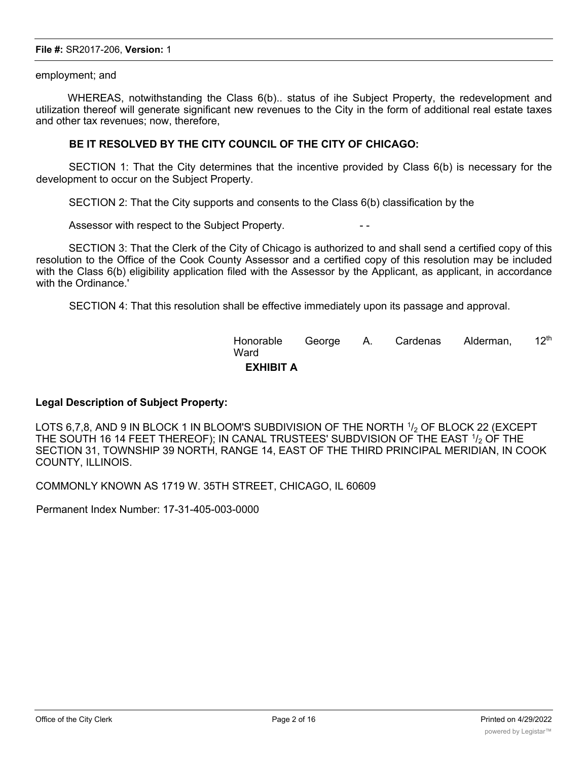employment; and

WHEREAS, notwithstanding the Class 6(b).. status of ihe Subject Property, the redevelopment and utilization thereof will generate significant new revenues to the City in the form of additional real estate taxes and other tax revenues; now, therefore,

**BE IT RESOLVED BY THE CITY COUNCIL OF THE CITY OF CHICAGO:**

SECTION 1: That the City determines that the incentive provided by Class 6(b) is necessary for the development to occur on the Subject Property.

SECTION 2: That the City supports and consents to the Class 6(b) classification by the

Assessor with respect to the Subject Property. - -

SECTION 3: That the Clerk of the City of Chicago is authorized to and shall send a certified copy of this resolution to the Office of the Cook County Assessor and a certified copy of this resolution may be included with the Class 6(b) eligibility application filed with the Assessor by the Applicant, as applicant, in accordance with the Ordinance.'

SECTION 4: That this resolution shall be effective immediately upon its passage and approval.

Honorable George A. Cardenas Alderman, 12th Ward

**EXHIBIT A**

**Legal Description of Subject Property:**

LOTS 6,7,8, AND 9 IN BLOCK 1 IN BLOOM'S SUBDIVISION OF THE NORTH 1/2 OF BLOCK 22 (EXCEPT THE SOUTH 16 14 FEET THEREOF); IN CANAL TRUSTEES' SUBDVISION OF THE EAST 1/2 OF THE SECTION 31, TOWNSHIP 39 NORTH, RANGE 14, EAST OF THE THIRD PRINCIPAL MERIDIAN, IN COOK COUNTY, ILLINOIS.

COMMONLY KNOWN AS 1719 W. 35TH STREET, CHICAGO, IL 60609

Permanent Index Number: 17-31-405-003-0000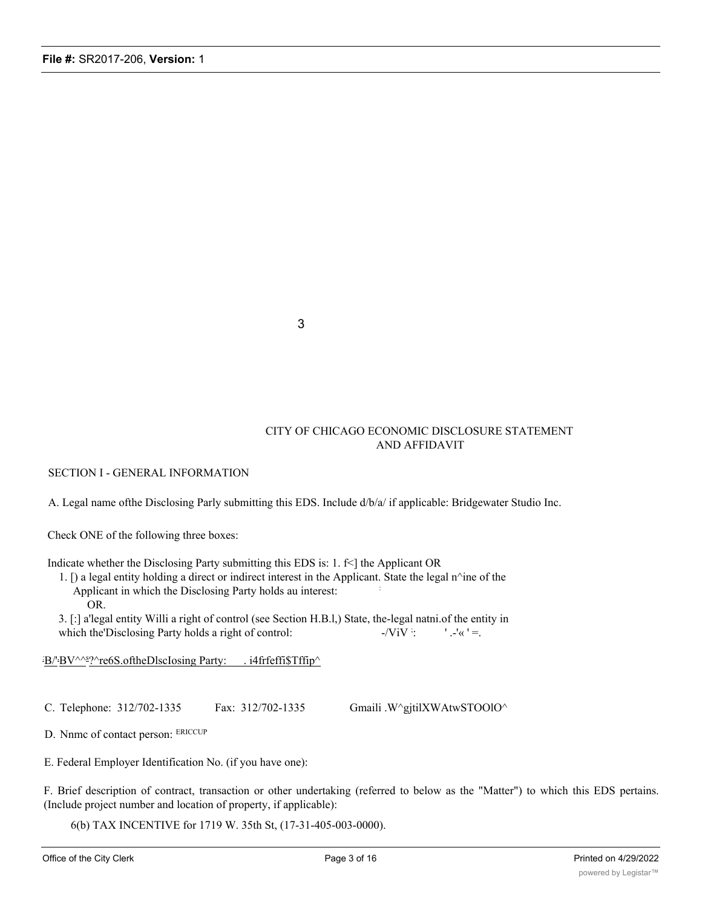3

CITY OF CHICAGO ECONOMIC DISCLOSURE STATEMENT AND AFFIDAVIT

SECTION I - GENERAL INFORMATION

A. Legal name ofthe Disclosing Parly submitting this EDS. Include d/b/a/ if applicable: Bridgewater Studio Inc.

Check ONE of the following three boxes:

Indicate whether the Disclosing Party submitting this EDS is: 1. f<] the Applicant OR

1. [) a legal entity holding a direct or indirect interest in the Applicant. State the legal n^ine of the Applicant in which the Disclosing Party holds au interest:
   OR.
3. [:] a'legal entity Willi a right of control (see Section H.B.l,) State, the-legal natni.of the entity in which the'Disclosing Party holds a right of control: -/ViV ': ' .-'« ' =.

:B/':BV^^s?^re6S.oftheDlscIosing Party: . i4frfeffi$Tffip^

C. Telephone: 312/702-1335 Fax: 312/702-1335 Gmaili .W^gjtilXWAtwSTOOlO^

D. Nnmc of contact person: ERICCUP

E. Federal Employer Identification No. (if you have one):

F. Brief description of contract, transaction or other undertaking (referred to below as the "Matter") to which this EDS pertains. (Include project number and location of property, if applicable):

6(b) TAX INCENTIVE for 1719 W. 35th St, (17-31-405-003-0000).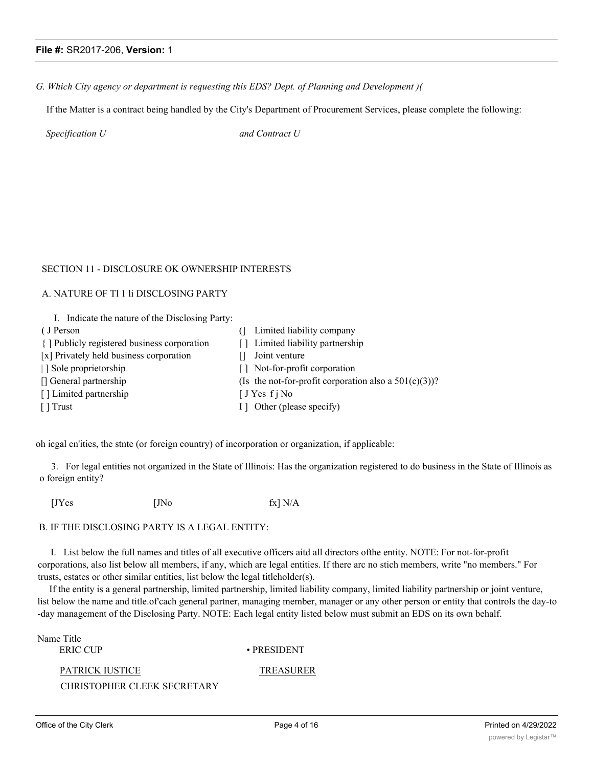*G. Which City agency or department is requesting this EDS? Dept. of Planning and Development )(*

If the Matter is a contract being handled by the City's Department of Procurement Services, please complete the following:

*Specification U* *and Contract U*

SECTION 11 - DISCLOSURE OK OWNERSHIP INTERESTS

A. NATURE OF Tl 1 li DISCLOSING PARTY

I. Indicate the nature of the Disclosing Party:

| | |
|---|---|
| ( J Person | () Limited liability company |
| { ] Publicly registered business corporation | [ ] Limited liability partnership |
| [x] Privately held business corporation | [] Joint venture |
| \| ] Sole proprietorship | [ ] Not-for-profit corporation |
| [] General partnership | (Is the not-for-profit corporation also a 501(c)(3))? |
| [ ] Limited partnership | [ J Yes f j No |
| [ ] Trust | I ] Other (please specify) |

oh icgal cn'ities, the stnte (or foreign country) of incorporation or organization, if applicable:

3. For legal entities not organized in the State of Illinois: Has the organization registered to do business in the State of Illinois as o foreign entity?

[JYes [JNo fx] N/A

B. IF THE DISCLOSING PARTY IS A LEGAL ENTITY:

I. List below the full names and titles of all executive officers aitd all directors ofthe entity. NOTE: For not-for-profit corporations, also list below all members, if any, which are legal entities. If there arc no stich members, write "no members." For trusts, estates or other similar entities, list below the legal titlcholder(s).

If the entity is a general partnership, limited partnership, limited liability company, limited liability partnership or joint venture, list below the name and title.of'cach general partner, managing member, manager or any other person or entity that controls the day-to -day management of the Disclosing Party. NOTE: Each legal entity listed below must submit an EDS on its own behalf.

| Name | Title |
|---|---|
| ERIC CUP | • PRESIDENT |
| PATRICK IUSTICE | TREASURER |
| CHRISTOPHER CLEEK | SECRETARY |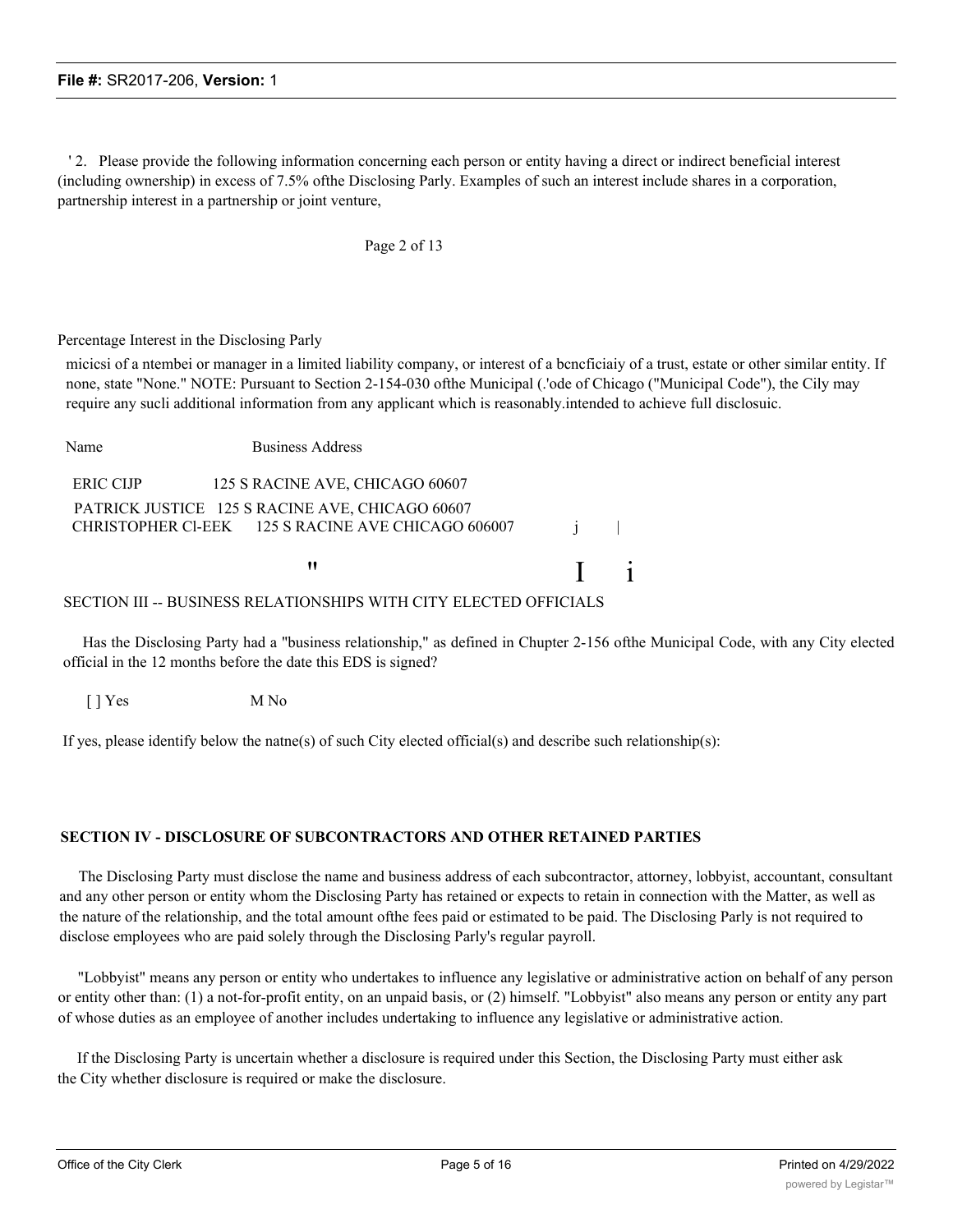' 2. Please provide the following information concerning each person or entity having a direct or indirect beneficial interest (including ownership) in excess of 7.5% ofthe Disclosing Parly. Examples of such an interest include shares in a corporation, partnership interest in a partnership or joint venture,

Page 2 of 13

Percentage Interest in the Disclosing Parly

micicsi of a ntembei or manager in a limited liability company, or interest of a bcncficiaiy of a trust, estate or other similar entity. If none, state "None." NOTE: Pursuant to Section 2-154-030 ofthe Municipal (.'ode of Chicago ("Municipal Code"), the Cily may require any sucli additional information from any applicant which is reasonably.intended to achieve full disclosuic.

| Name | Business Address |
|---|---|
| ERIC CIJP | 125 S RACINE AVE, CHICAGO 60607 |
| PATRICK JUSTICE | 125 S RACINE AVE, CHICAGO 60607 |
| CHRISTOPHER Cl-EEK | 125 S RACINE AVE CHICAGO 606007 |

## SECTION III -- BUSINESS RELATIONSHIPS WITH CITY ELECTED OFFICIALS

Has the Disclosing Party had a "business relationship," as defined in Chupter 2-156 ofthe Municipal Code, with any City elected official in the 12 months before the date this EDS is signed?

[ ] Yes M No

If yes, please identify below the natne(s) of such City elected official(s) and describe such relationship(s):

## SECTION IV - DISCLOSURE OF SUBCONTRACTORS AND OTHER RETAINED PARTIES

The Disclosing Party must disclose the name and business address of each subcontractor, attorney, lobbyist, accountant, consultant and any other person or entity whom the Disclosing Party has retained or expects to retain in connection with the Matter, as well as the nature of the relationship, and the total amount ofthe fees paid or estimated to be paid. The Disclosing Parly is not required to disclose employees who are paid solely through the Disclosing Parly's regular payroll.

"Lobbyist" means any person or entity who undertakes to influence any legislative or administrative action on behalf of any person or entity other than: (1) a not-for-profit entity, on an unpaid basis, or (2) himself. "Lobbyist" also means any person or entity any part of whose duties as an employee of another includes undertaking to influence any legislative or administrative action.

If the Disclosing Party is uncertain whether a disclosure is required under this Section, the Disclosing Party must either ask the City whether disclosure is required or make the disclosure.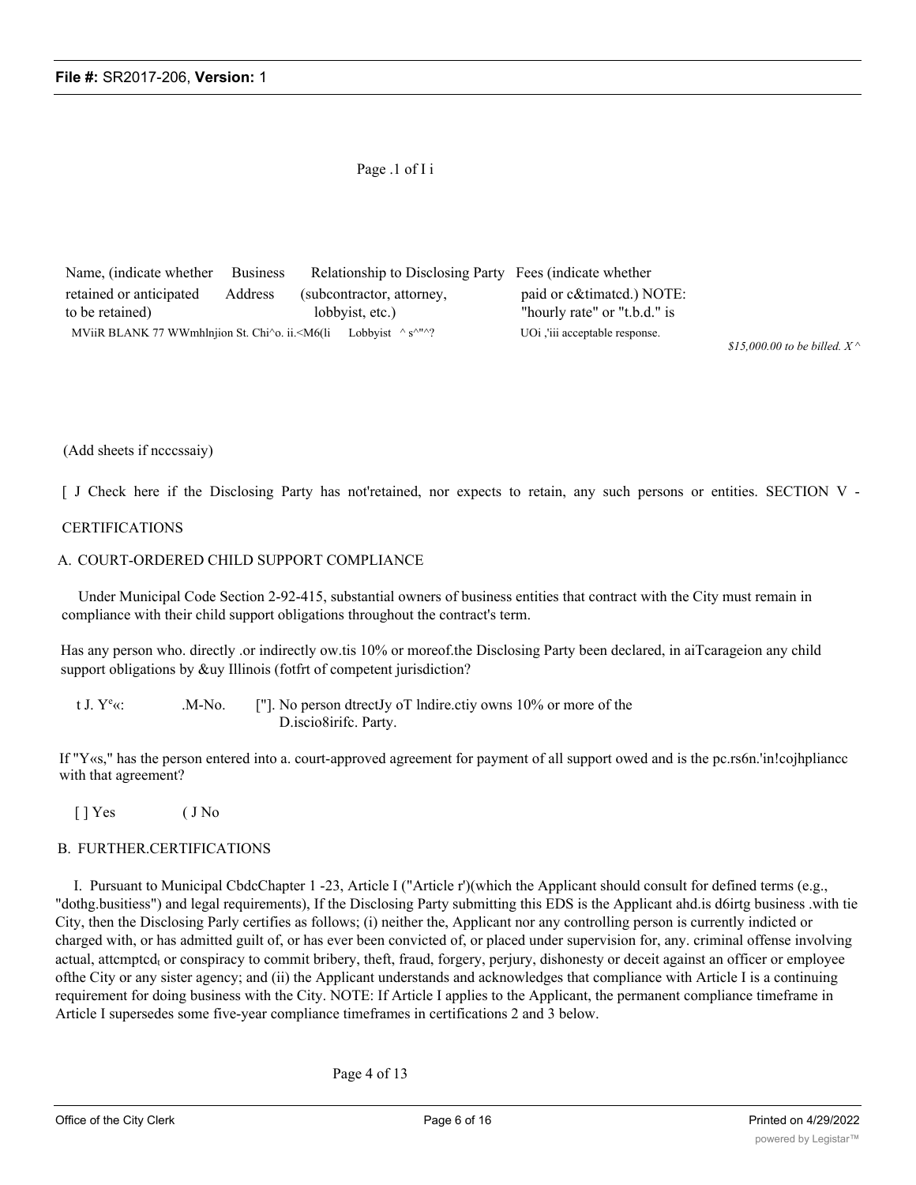| Name, (indicate whether retained or anticipated to be retained) | Business Address | Relationship to Disclosing Party (subcontractor, attorney, lobbyist, etc.) | Fees (indicate whether paid or c&timatcd.) NOTE: "hourly rate" or "t.b.d." is UOi ,'iii acceptable response. |
|---|---|---|---|
| MViiR BLANK | 77 WWmhlnjion St. Chi^o. ii.<M6(li | Lobbyist ^ s^"^? | $15,000.00 to be billed. X ^ |

(Add sheets if ncccssaiy)

[ J Check here if the Disclosing Party has not'retained, nor expects to retain, any such persons or entities. SECTION V -

CERTIFICATIONS

A. COURT-ORDERED CHILD SUPPORT COMPLIANCE

Under Municipal Code Section 2-92-415, substantial owners of business entities that contract with the City must remain in compliance with their child support obligations throughout the contract's term.

Has any person who. directly .or indirectly ow.tis 10% or moreof.the Disclosing Party been declared, in aiTcarageion any child support obligations by &uy Illinois (fotfrt of competent jurisdiction?

t J. Y^e«: .M-No. ["]. No person dtrectJy oT lndire.ctiy owns 10% or more of the D.iscio8irifc. Party.

If "Y«s," has the person entered into a. court-approved agreement for payment of all support owed and is the pc.rs6n.'in!cojhpliancc with that agreement?

[ ] Yes ( J No

B. FURTHER.CERTIFICATIONS

I. Pursuant to Municipal CbdcChapter 1 -23, Article I ("Article r')(which the Applicant should consult for defined terms (e.g., "dothg.busitiess") and legal requirements), If the Disclosing Party submitting this EDS is the Applicant ahd.is d6irtg business .with tie City, then the Disclosing Parly certifies as follows; (i) neither the, Applicant nor any controlling person is currently indicted or charged with, or has admitted guilt of, or has ever been convicted of, or placed under supervision for, any. criminal offense involving actual, attcmptcd, or conspiracy to commit bribery, theft, fraud, forgery, perjury, dishonesty or deceit against an officer or employee ofthe City or any sister agency; and (ii) the Applicant understands and acknowledges that compliance with Article I is a continuing requirement for doing business with the City. NOTE: If Article I applies to the Applicant, the permanent compliance timeframe in Article I supersedes some five-year compliance timeframes in certifications 2 and 3 below.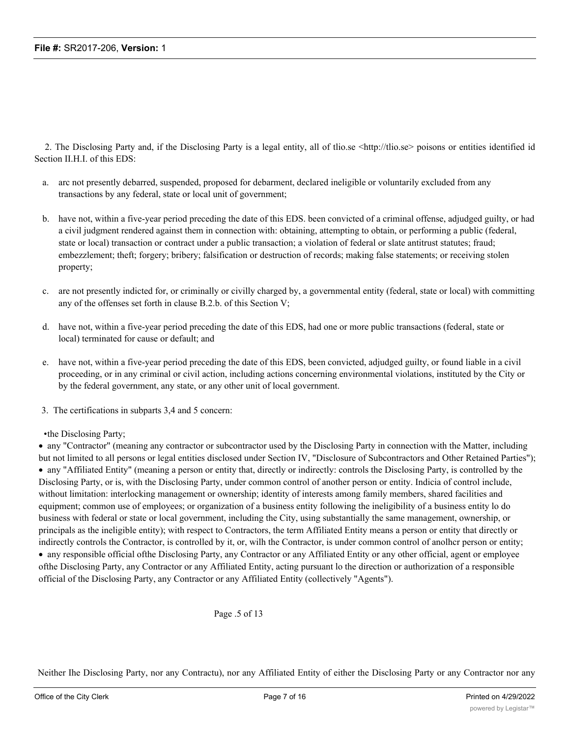2. The Disclosing Party and, if the Disclosing Party is a legal entity, all of tlio.se <http://tlio.se> poisons or entities identified id Section II.H.I. of this EDS:

a. arc not presently debarred, suspended, proposed for debarment, declared ineligible or voluntarily excluded from any transactions by any federal, state or local unit of government;

b. have not, within a five-year period preceding the date of this EDS. been convicted of a criminal offense, adjudged guilty, or had a civil judgment rendered against them in connection with: obtaining, attempting to obtain, or performing a public (federal, state or local) transaction or contract under a public transaction; a violation of federal or slate antitrust statutes; fraud; embezzlement; theft; forgery; bribery; falsification or destruction of records; making false statements; or receiving stolen property;

c. are not presently indicted for, or criminally or civilly charged by, a governmental entity (federal, state or local) with committing any of the offenses set forth in clause B.2.b. of this Section V;

d. have not, within a five-year period preceding the date of this EDS, had one or more public transactions (federal, state or local) terminated for cause or default; and

e. have not, within a five-year period preceding the date of this EDS, been convicted, adjudged guilty, or found liable in a civil proceeding, or in any criminal or civil action, including actions concerning environmental violations, instituted by the City or by the federal government, any state, or any other unit of local government.

3. The certifications in subparts 3,4 and 5 concern:

- the Disclosing Party;
- any "Contractor" (meaning any contractor or subcontractor used by the Disclosing Party in connection with the Matter, including but not limited to all persons or legal entities disclosed under Section IV, "Disclosure of Subcontractors and Other Retained Parties");
- any "Affiliated Entity" (meaning a person or entity that, directly or indirectly: controls the Disclosing Party, is controlled by the Disclosing Party, or is, with the Disclosing Party, under common control of another person or entity. Indicia of control include, without limitation: interlocking management or ownership; identity of interests among family members, shared facilities and equipment; common use of employees; or organization of a business entity following the ineligibility of a business entity lo do business with federal or state or local government, including the City, using substantially the same management, ownership, or principals as the ineligible entity); with respect to Contractors, the term Affiliated Entity means a person or entity that directly or indirectly controls the Contractor, is controlled by it, or, wilh the Contractor, is under common control of anolhcr person or entity;
- any responsible official ofthe Disclosing Party, any Contractor or any Affiliated Entity or any other official, agent or employee ofthe Disclosing Party, any Contractor or any Affiliated Entity, acting pursuant lo the direction or authorization of a responsible official of the Disclosing Party, any Contractor or any Affiliated Entity (collectively "Agents").

Page .5 of 13

Neither Ihe Disclosing Party, nor any Contractu), nor any Affiliated Entity of either the Disclosing Party or any Contractor nor any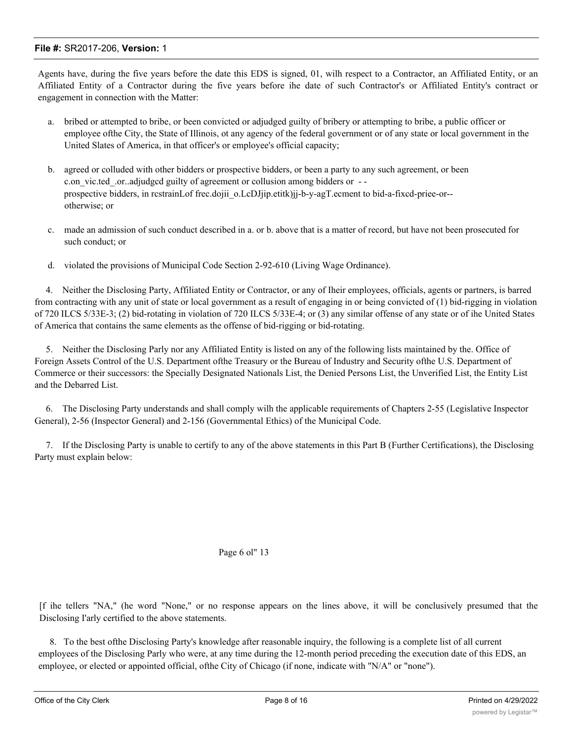Agents have, during the five years before the date this EDS is signed, 01, wilh respect to a Contractor, an Affiliated Entity, or an Affiliated Entity of a Contractor during the five years before ihe date of such Contractor's or Affiliated Entity's contract or engagement in connection with the Matter:

a. bribed or attempted to bribe, or been convicted or adjudged guilty of bribery or attempting to bribe, a public officer or employee ofthe City, the State of Illinois, ot any agency of the federal government or of any state or local government in the United Slates of America, in that officer's or employee's official capacity;

b. agreed or colluded with other bidders or prospective bidders, or been a party to any such agreement, or been c.on_vic.ted_.or..adjudgcd guilty of agreement or collusion among bidders or - - prospective bidders, in rcstrainLof frec.dojii_o.LcDJjip.etitk)jj-b-y-agT.ecment to bid-a-fixcd-priee-or-- otherwise; or

c. made an admission of such conduct described in a. or b. above that is a matter of record, but have not been prosecuted for such conduct; or

d. violated the provisions of Municipal Code Section 2-92-610 (Living Wage Ordinance).

4. Neither the Disclosing Party, Affiliated Entity or Contractor, or any of Iheir employees, officials, agents or partners, is barred from contracting with any unit of state or local government as a result of engaging in or being convicted of (1) bid-rigging in violation of 720 ILCS 5/33E-3; (2) bid-rotating in violation of 720 ILCS 5/33E-4; or (3) any similar offense of any state or of ihe United States of America that contains the same elements as the offense of bid-rigging or bid-rotating.

5. Neither the Disclosing Parly nor any Affiliated Entity is listed on any of the following lists maintained by the. Office of Foreign Assets Control of the U.S. Department ofthe Treasury or the Bureau of Industry and Security ofthe U.S. Department of Commerce or their successors: the Specially Designated Nationals List, the Denied Persons List, the Unverified List, the Entity List and the Debarred List.

6. The Disclosing Party understands and shall comply wilh the applicable requirements of Chapters 2-55 (Legislative Inspector General), 2-56 (Inspector General) and 2-156 (Governmental Ethics) of the Municipal Code.

7. If the Disclosing Party is unable to certify to any of the above statements in this Part B (Further Certifications), the Disclosing Party must explain below:

Page 6 ol" 13

[f ihe tellers "NA," (he word "None," or no response appears on the lines above, it will be conclusively presumed that the Disclosing I'arly certified to the above statements.

8. To the best ofthe Disclosing Party's knowledge after reasonable inquiry, the following is a complete list of all current employees of the Disclosing Parly who were, at any time during the 12-month period preceding the execution date of this EDS, an employee, or elected or appointed official, ofthe City of Chicago (if none, indicate with "N/A" or "none").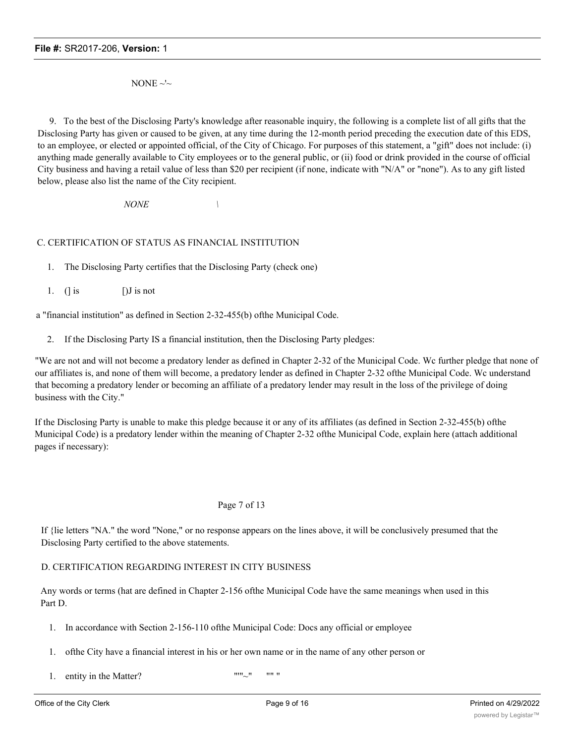NONE ~'~

9. To the best of the Disclosing Party's knowledge after reasonable inquiry, the following is a complete list of all gifts that the Disclosing Party has given or caused to be given, at any time during the 12-month period preceding the execution date of this EDS, to an employee, or elected or appointed official, of the City of Chicago. For purposes of this statement, a "gift" does not include: (i) anything made generally available to City employees or to the general public, or (ii) food or drink provided in the course of official City business and having a retail value of less than $20 per recipient (if none, indicate with "N/A" or "none"). As to any gift listed below, please also list the name of the City recipient.

*NONE* \

C. CERTIFICATION OF STATUS AS FINANCIAL INSTITUTION

1. The Disclosing Party certifies that the Disclosing Party (check one)

1. (] is []J is not

a "financial institution" as defined in Section 2-32-455(b) ofthe Municipal Code.

2. If the Disclosing Party IS a financial institution, then the Disclosing Party pledges:

"We are not and will not become a predatory lender as defined in Chapter 2-32 of the Municipal Code. Wc further pledge that none of our affiliates is, and none of them will become, a predatory lender as defined in Chapter 2-32 ofthe Municipal Code. Wc understand that becoming a predatory lender or becoming an affiliate of a predatory lender may result in the loss of the privilege of doing business with the City."

If the Disclosing Party is unable to make this pledge because it or any of its affiliates (as defined in Section 2-32-455(b) ofthe Municipal Code) is a predatory lender within the meaning of Chapter 2-32 ofthe Municipal Code, explain here (attach additional pages if necessary):

Page 7 of 13

If {lie letters "NA." the word "None," or no response appears on the lines above, it will be conclusively presumed that the Disclosing Party certified to the above statements.

D. CERTIFICATION REGARDING INTEREST IN CITY BUSINESS

Any words or terms (hat are defined in Chapter 2-156 ofthe Municipal Code have the same meanings when used in this Part D.

1. In accordance with Section 2-156-110 ofthe Municipal Code: Docs any official or employee

1. ofthe City have a financial interest in his or her own name or in the name of any other person or

1. entity in the Matter? """~" "" "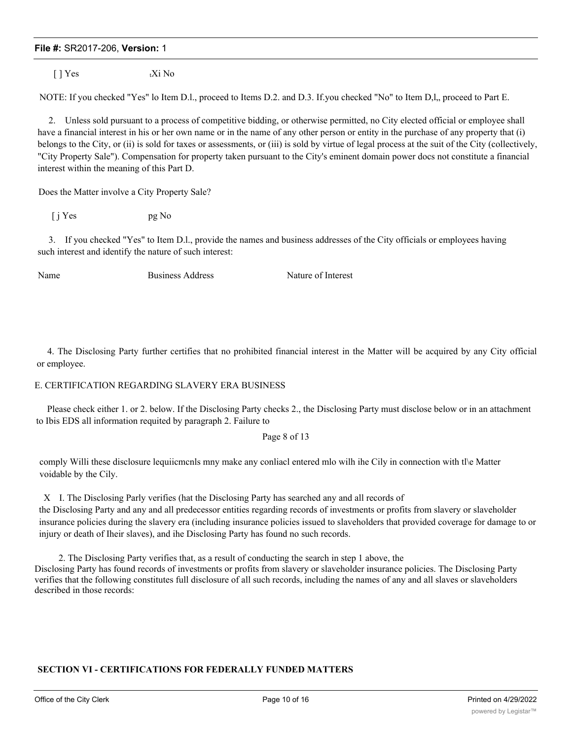[ ] Yes ₜXi No

NOTE: If you checked "Yes" lo Item D.l., proceed to Items D.2. and D.3. If.you checked "No" to Item D,l,, proceed to Part E.

2. Unless sold pursuant to a process of competitive bidding, or otherwise permitted, no City elected official or employee shall have a financial interest in his or her own name or in the name of any other person or entity in the purchase of any property that (i) belongs to the City, or (ii) is sold for taxes or assessments, or (iii) is sold by virtue of legal process at the suit of the City (collectively, "City Property Sale"). Compensation for property taken pursuant to the City's eminent domain power docs not constitute a financial interest within the meaning of this Part D.

Does the Matter involve a City Property Sale?

[ j Yes pg No

3. If you checked "Yes" to Item D.l., provide the names and business addresses of the City officials or employees having such interest and identify the nature of such interest:

| Name | Business Address | Nature of Interest |
|---|---|---|
| | | |

4. The Disclosing Party further certifies that no prohibited financial interest in the Matter will be acquired by any City official or employee.

E. CERTIFICATION REGARDING SLAVERY ERA BUSINESS

Please check either 1. or 2. below. If the Disclosing Party checks 2., the Disclosing Party must disclose below or in an attachment to Ibis EDS all information requited by paragraph 2. Failure to

Page 8 of 13

comply Willi these disclosure lequiicmcnls mny make any conliacl entered mlo wilh ihe Cily in connection with tl\e Matter voidable by the Cily.

X I. The Disclosing Parly verifies (hat the Disclosing Party has searched any and all records of the Disclosing Party and any and all predecessor entities regarding records of investments or profits from slavery or slaveholder insurance policies during the slavery era (including insurance policies issued to slaveholders that provided coverage for damage to or injury or death of Iheir slaves), and ihe Disclosing Party has found no such records.

2. The Disclosing Party verifies that, as a result of conducting the search in step 1 above, the Disclosing Party has found records of investments or profits from slavery or slaveholder insurance policies. The Disclosing Party verifies that the following constitutes full disclosure of all such records, including the names of any and all slaves or slaveholders described in those records:

**SECTION VI - CERTIFICATIONS FOR FEDERALLY FUNDED MATTERS**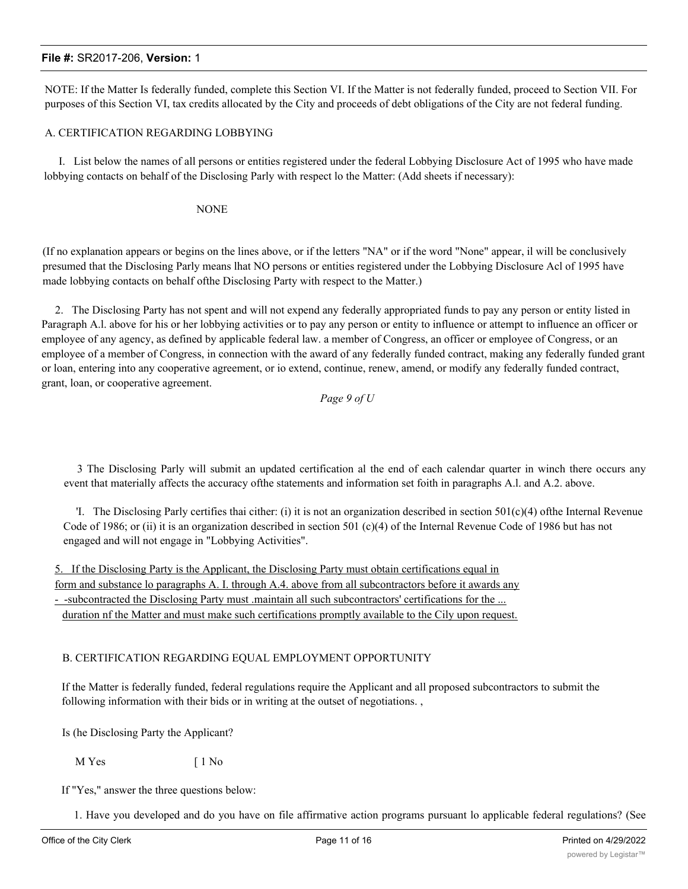NOTE: If the Matter Is federally funded, complete this Section VI. If the Matter is not federally funded, proceed to Section VII. For purposes of this Section VI, tax credits allocated by the City and proceeds of debt obligations of the City are not federal funding.

A. CERTIFICATION REGARDING LOBBYING

I. List below the names of all persons or entities registered under the federal Lobbying Disclosure Act of 1995 who have made lobbying contacts on behalf of the Disclosing Parly with respect lo the Matter: (Add sheets if necessary):

NONE

(If no explanation appears or begins on the lines above, or if the letters "NA" or if the word "None" appear, il will be conclusively presumed that the Disclosing Parly means lhat NO persons or entities registered under the Lobbying Disclosure Acl of 1995 have made lobbying contacts on behalf ofthe Disclosing Party with respect to the Matter.)

2. The Disclosing Party has not spent and will not expend any federally appropriated funds to pay any person or entity listed in Paragraph A.l. above for his or her lobbying activities or to pay any person or entity to influence or attempt to influence an officer or employee of any agency, as defined by applicable federal law. a member of Congress, an officer or employee of Congress, or an employee of a member of Congress, in connection with the award of any federally funded contract, making any federally funded grant or loan, entering into any cooperative agreement, or io extend, continue, renew, amend, or modify any federally funded contract, grant, loan, or cooperative agreement.

*Page 9 of U*

3 The Disclosing Parly will submit an updated certification al the end of each calendar quarter in winch there occurs any event that materially affects the accuracy ofthe statements and information set foith in paragraphs A.l. and A.2. above.

'I. The Disclosing Parly certifies thai cither: (i) it is not an organization described in section 501(c)(4) ofthe Internal Revenue Code of 1986; or (ii) it is an organization described in section 501 (c)(4) of the Internal Revenue Code of 1986 but has not engaged and will not engage in "Lobbying Activities".

5. If the Disclosing Party is the Applicant, the Disclosing Party must obtain certifications equal in form and substance lo paragraphs A. I. through A.4. above from all subcontractors before it awards any - -subcontracted the Disclosing Party must .maintain all such subcontractors' certifications for the ... duration nf the Matter and must make such certifications promptly available to the Cily upon request.

B. CERTIFICATION REGARDING EQUAL EMPLOYMENT OPPORTUNITY

If the Matter is federally funded, federal regulations require the Applicant and all proposed subcontractors to submit the following information with their bids or in writing at the outset of negotiations. ,

Is (he Disclosing Party the Applicant?

M Yes [ 1 No

If "Yes," answer the three questions below:

1. Have you developed and do you have on file affirmative action programs pursuant lo applicable federal regulations? (See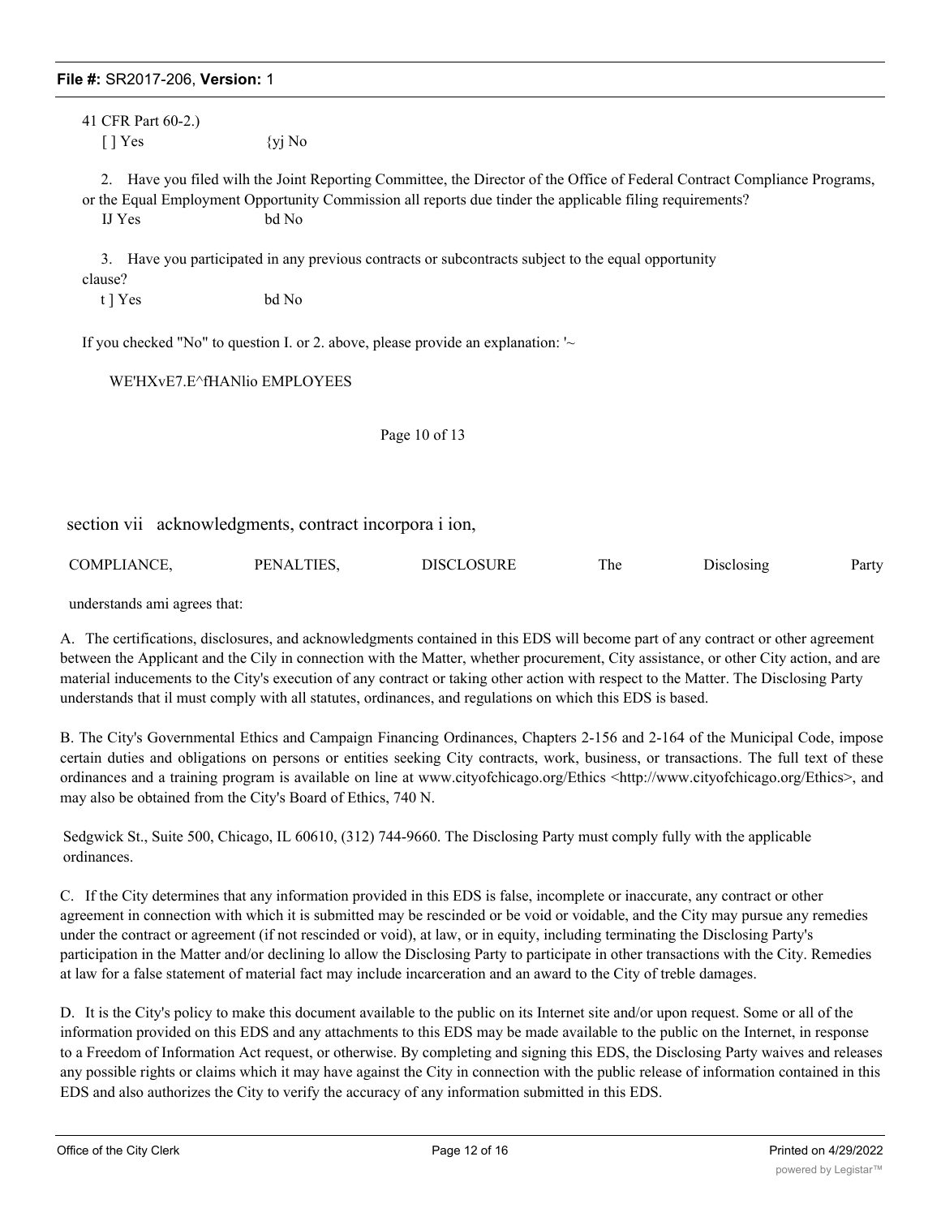41 CFR Part 60-2.)

[ ] Yes {yj No

2. Have you filed wilh the Joint Reporting Committee, the Director of the Office of Federal Contract Compliance Programs, or the Equal Employment Opportunity Commission all reports due tinder the applicable filing requirements?

IJ Yes bd No

3. Have you participated in any previous contracts or subcontracts subject to the equal opportunity clause?

t ] Yes bd No

If you checked "No" to question I. or 2. above, please provide an explanation: '~

WE'HXvE7.E^fHANlio EMPLOYEES

Page 10 of 13

section vii acknowledgments, contract incorpora i ion,

COMPLIANCE, PENALTIES, DISCLOSURE The Disclosing Party understands ami agrees that:

A. The certifications, disclosures, and acknowledgments contained in this EDS will become part of any contract or other agreement between the Applicant and the Cily in connection with the Matter, whether procurement, City assistance, or other City action, and are material inducements to the City's execution of any contract or taking other action with respect to the Matter. The Disclosing Party understands that il must comply with all statutes, ordinances, and regulations on which this EDS is based.

B. The City's Governmental Ethics and Campaign Financing Ordinances, Chapters 2-156 and 2-164 of the Municipal Code, impose certain duties and obligations on persons or entities seeking City contracts, work, business, or transactions. The full text of these ordinances and a training program is available on line at www.cityofchicago.org/Ethics <http://www.cityofchicago.org/Ethics>, and may also be obtained from the City's Board of Ethics, 740 N.

Sedgwick St., Suite 500, Chicago, IL 60610, (312) 744-9660. The Disclosing Party must comply fully with the applicable ordinances.

C. If the City determines that any information provided in this EDS is false, incomplete or inaccurate, any contract or other agreement in connection with which it is submitted may be rescinded or be void or voidable, and the City may pursue any remedies under the contract or agreement (if not rescinded or void), at law, or in equity, including terminating the Disclosing Party's participation in the Matter and/or declining lo allow the Disclosing Party to participate in other transactions with the City. Remedies at law for a false statement of material fact may include incarceration and an award to the City of treble damages.

D. It is the City's policy to make this document available to the public on its Internet site and/or upon request. Some or all of the information provided on this EDS and any attachments to this EDS may be made available to the public on the Internet, in response to a Freedom of Information Act request, or otherwise. By completing and signing this EDS, the Disclosing Party waives and releases any possible rights or claims which it may have against the City in connection with the public release of information contained in this EDS and also authorizes the City to verify the accuracy of any information submitted in this EDS.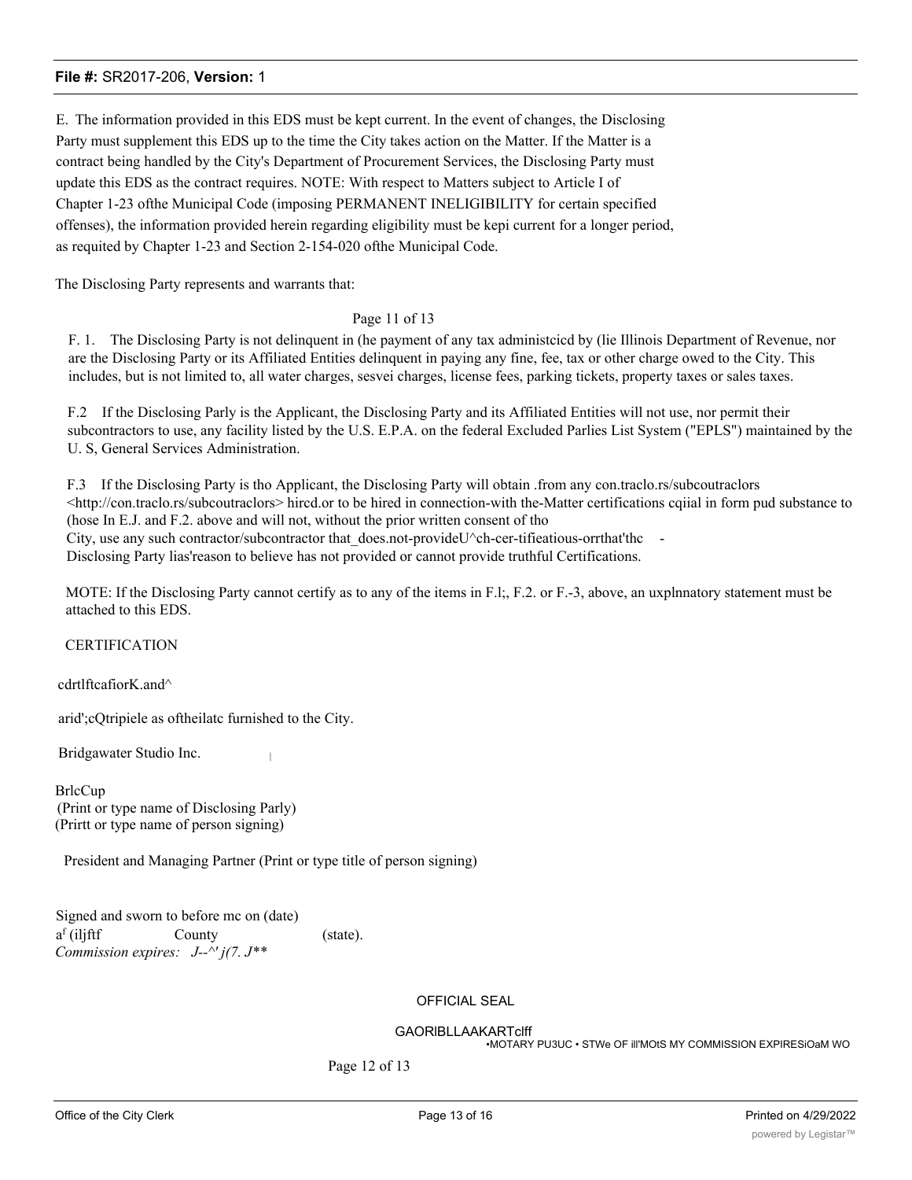E. The information provided in this EDS must be kept current. In the event of changes, the Disclosing Party must supplement this EDS up to the time the City takes action on the Matter. If the Matter is a contract being handled by the City's Department of Procurement Services, the Disclosing Party must update this EDS as the contract requires. NOTE: With respect to Matters subject to Article I of Chapter 1-23 ofthe Municipal Code (imposing PERMANENT INELIGIBILITY for certain specified offenses), the information provided herein regarding eligibility must be kepi current for a longer period, as requited by Chapter 1-23 and Section 2-154-020 ofthe Municipal Code.

The Disclosing Party represents and warrants that:

Page 11 of 13

F. 1. The Disclosing Party is not delinquent in (he payment of any tax administcicd by (lie Illinois Department of Revenue, nor are the Disclosing Party or its Affiliated Entities delinquent in paying any fine, fee, tax or other charge owed to the City. This includes, but is not limited to, all water charges, sesvei charges, license fees, parking tickets, property taxes or sales taxes.

F.2 If the Disclosing Parly is the Applicant, the Disclosing Party and its Affiliated Entities will not use, nor permit their subcontractors to use, any facility listed by the U.S. E.P.A. on the federal Excluded Parlies List System ("EPLS") maintained by the U. S, General Services Administration.

F.3 If the Disclosing Party is tho Applicant, the Disclosing Party will obtain .from any con.traclo.rs/subcoutraclors <http://con.traclo.rs/subcoutraclors> hircd.or to be hired in connection-with the-Matter certifications cqiial in form pud substance to (hose In E.J. and F.2. above and will not, without the prior written consent of tho City, use any such contractor/subcontractor that_does.not-provideU^ch-cer-tifieatious-orrthat'thc - Disclosing Party lias'reason to believe has not provided or cannot provide truthful Certifications.

MOTE: If the Disclosing Party cannot certify as to any of the items in F.l;, F.2. or F.-3, above, an uxplnnatory statement must be attached to this EDS.

CERTIFICATION

cdrtlftcafiorK.and^

arid';cQtripiele as oftheilatc furnished to the City.

Bridgawater Studio Inc.

BrlcCup

(Print or type name of Disclosing Parly)

(Prirtt or type name of person signing)

President and Managing Partner (Print or type title of person signing)

Signed and sworn to before mc on (date)

af (iljftf County (state).

*Commission expires: J--^' j(7. J***

OFFICIAL SEAL

GAORIBLLAAKARTclff

•MOTARY PU3UC • STWe OF ill'MOtS MY COMMISSION EXPIRESiOaM WO

Page 12 of 13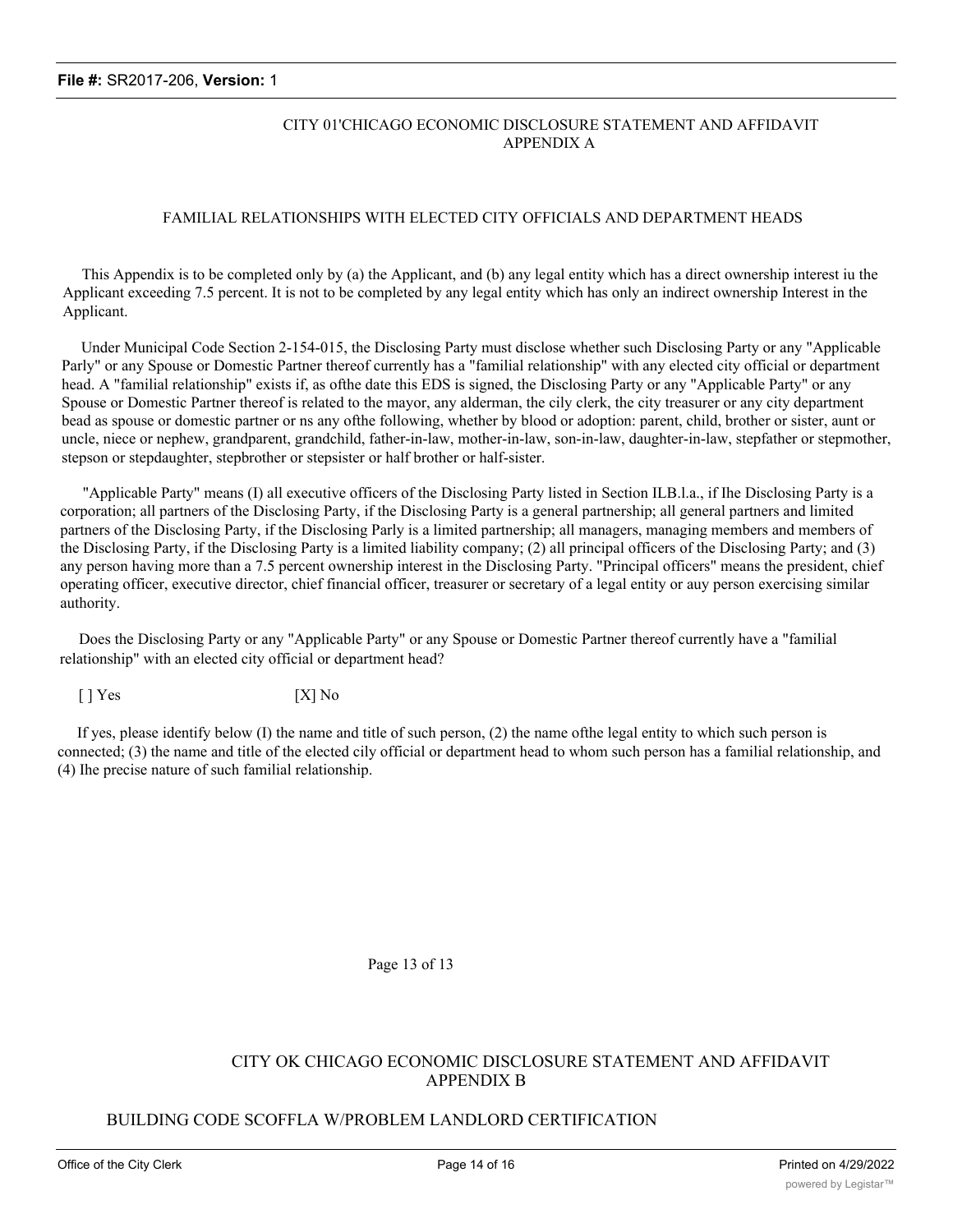CITY 01'CHICAGO ECONOMIC DISCLOSURE STATEMENT AND AFFIDAVIT
APPENDIX A

FAMILIAL RELATIONSHIPS WITH ELECTED CITY OFFICIALS AND DEPARTMENT HEADS

This Appendix is to be completed only by (a) the Applicant, and (b) any legal entity which has a direct ownership interest iu the Applicant exceeding 7.5 percent. It is not to be completed by any legal entity which has only an indirect ownership Interest in the Applicant.

Under Municipal Code Section 2-154-015, the Disclosing Party must disclose whether such Disclosing Party or any "Applicable Parly" or any Spouse or Domestic Partner thereof currently has a "familial relationship" with any elected city official or department head. A "familial relationship" exists if, as ofthe date this EDS is signed, the Disclosing Party or any "Applicable Party" or any Spouse or Domestic Partner thereof is related to the mayor, any alderman, the cily clerk, the city treasurer or any city department bead as spouse or domestic partner or ns any ofthe following, whether by blood or adoption: parent, child, brother or sister, aunt or uncle, niece or nephew, grandparent, grandchild, father-in-law, mother-in-law, son-in-law, daughter-in-law, stepfather or stepmother, stepson or stepdaughter, stepbrother or stepsister or half brother or half-sister.

"Applicable Party" means (I) all executive officers of the Disclosing Party listed in Section ILB.l.a., if Ihe Disclosing Party is a corporation; all partners of the Disclosing Party, if the Disclosing Party is a general partnership; all general partners and limited partners of the Disclosing Party, if the Disclosing Parly is a limited partnership; all managers, managing members and members of the Disclosing Party, if the Disclosing Party is a limited liability company; (2) all principal officers of the Disclosing Party; and (3) any person having more than a 7.5 percent ownership interest in the Disclosing Party. "Principal officers" means the president, chief operating officer, executive director, chief financial officer, treasurer or secretary of a legal entity or auy person exercising similar authority.

Does the Disclosing Party or any "Applicable Party" or any Spouse or Domestic Partner thereof currently have a "familial relationship" with an elected city official or department head?

[ ] Yes [X] No

If yes, please identify below (I) the name and title of such person, (2) the name ofthe legal entity to which such person is connected; (3) the name and title of the elected cily official or department head to whom such person has a familial relationship, and (4) Ihe precise nature of such familial relationship.

Page 13 of 13

CITY OK CHICAGO ECONOMIC DISCLOSURE STATEMENT AND AFFIDAVIT
APPENDIX B

BUILDING CODE SCOFFLA W/PROBLEM LANDLORD CERTIFICATION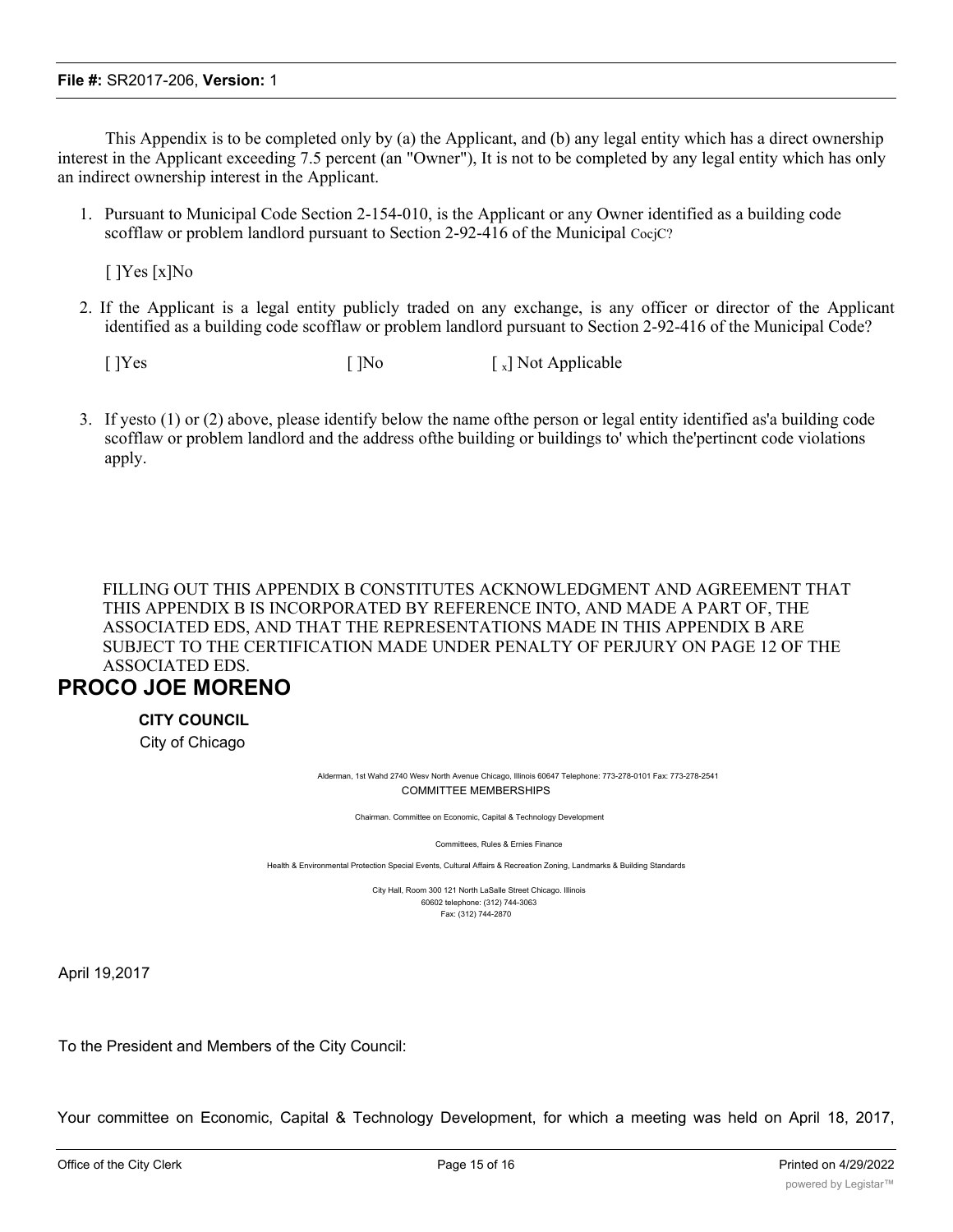This Appendix is to be completed only by (a) the Applicant, and (b) any legal entity which has a direct ownership interest in the Applicant exceeding 7.5 percent (an "Owner"), It is not to be completed by any legal entity which has only an indirect ownership interest in the Applicant.

1. Pursuant to Municipal Code Section 2-154-010, is the Applicant or any Owner identified as a building code scofflaw or problem landlord pursuant to Section 2-92-416 of the Municipal CocjC?

   [ ]Yes [x]No

2. If the Applicant is a legal entity publicly traded on any exchange, is any officer or director of the Applicant identified as a building code scofflaw or problem landlord pursuant to Section 2-92-416 of the Municipal Code?

   [ ]Yes [ ]No [ x] Not Applicable

3. If yesto (1) or (2) above, please identify below the name ofthe person or legal entity identified as'a building code scofflaw or problem landlord and the address ofthe building or buildings to' which the'pertincnt code violations apply.

FILLING OUT THIS APPENDIX B CONSTITUTES ACKNOWLEDGMENT AND AGREEMENT THAT THIS APPENDIX B IS INCORPORATED BY REFERENCE INTO, AND MADE A PART OF, THE ASSOCIATED EDS, AND THAT THE REPRESENTATIONS MADE IN THIS APPENDIX B ARE SUBJECT TO THE CERTIFICATION MADE UNDER PENALTY OF PERJURY ON PAGE 12 OF THE ASSOCIATED EDS.

# PROCO JOE MORENO

**CITY COUNCIL**

City of Chicago

Alderman, 1st Wahd 2740 Wesv North Avenue Chicago, Illinois 60647 Telephone: 773-278-0101 Fax: 773-278-2541

COMMITTEE MEMBERSHIPS

Chairman. Committee on Economic, Capital & Technology Development

Committees, Rules & Ernies Finance

Health & Environmental Protection Special Events, Cultural Affairs & Recreation Zoning, Landmarks & Building Standards

City Hall, Room 300 121 North LaSalle Street Chicago. Illinois 60602 telephone: (312) 744-3063 Fax: (312) 744-2870

April 19,2017

To the President and Members of the City Council:

Your committee on Economic, Capital & Technology Development, for which a meeting was held on April 18, 2017,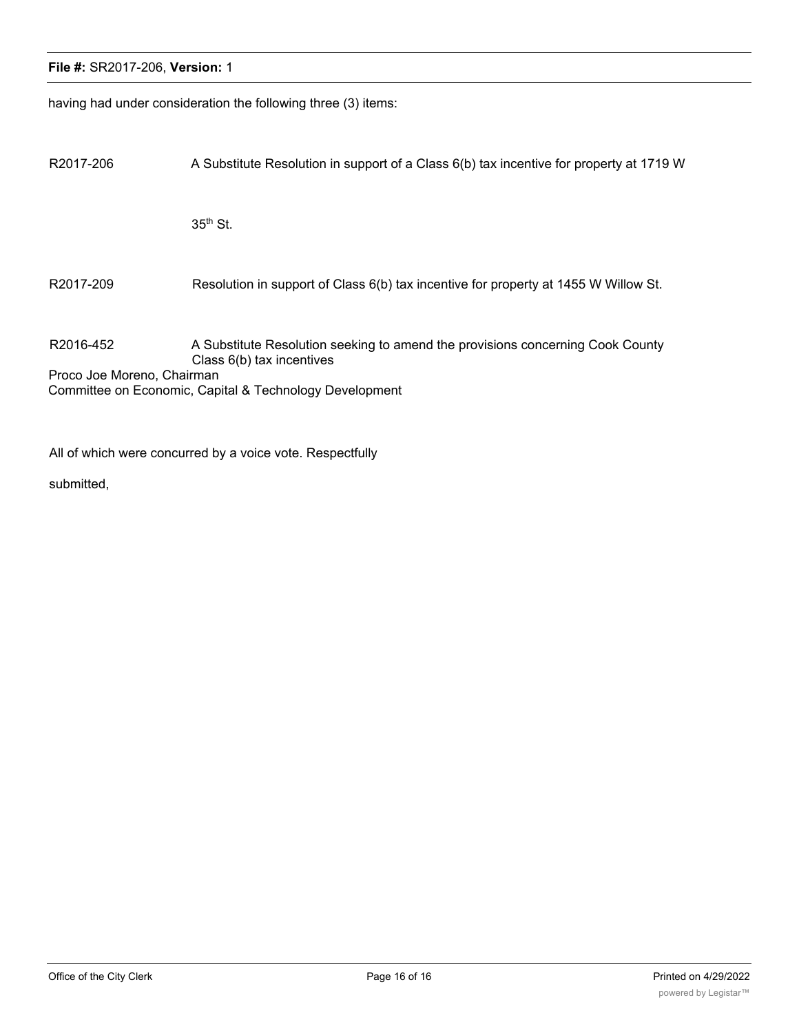having had under consideration the following three (3) items:

| | |
|---|---|
| R2017-206 | A Substitute Resolution in support of a Class 6(b) tax incentive for property at 1719 W 35th St. |
| R2017-209 | Resolution in support of Class 6(b) tax incentive for property at 1455 W Willow St. |
| R2016-452 | A Substitute Resolution seeking to amend the provisions concerning Cook County Class 6(b) tax incentives |

Proco Joe Moreno, Chairman
Committee on Economic, Capital & Technology Development

All of which were concurred by a voice vote. Respectfully

submitted,